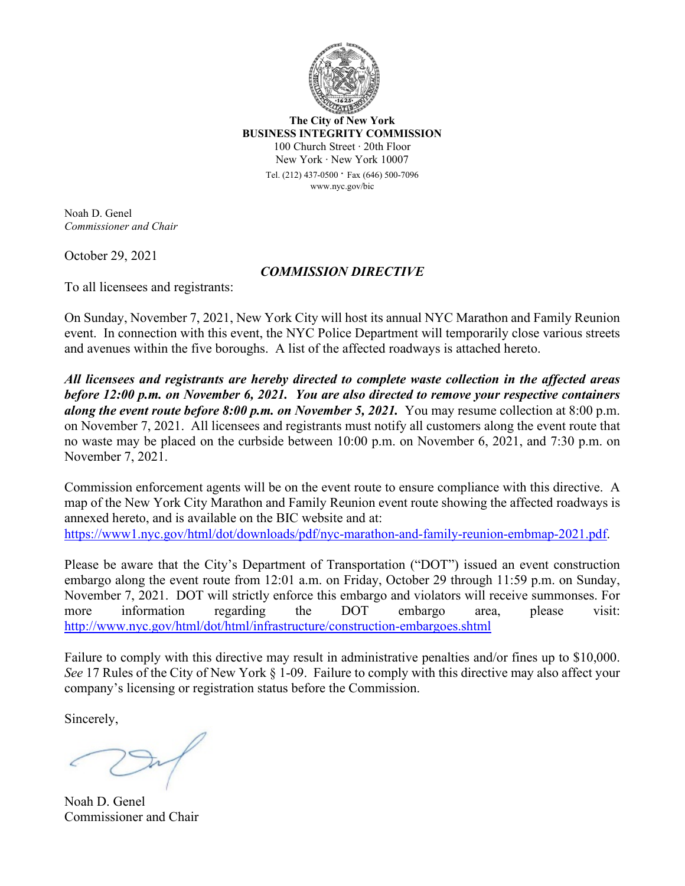**The City of New York**
**BUSINESS INTEGRITY COMMISSION**
100 Church Street · 20th Floor
New York · New York 10007
Tel. (212) 437-0500 · Fax (646) 500-7096
www.nyc.gov/bic

Noah D. Genel
*Commissioner and Chair*

October 29, 2021

## *COMMISSION DIRECTIVE*

To all licensees and registrants:

On Sunday, November 7, 2021, New York City will host its annual NYC Marathon and Family Reunion event. In connection with this event, the NYC Police Department will temporarily close various streets and avenues within the five boroughs. A list of the affected roadways is attached hereto.

***All licensees and registrants are hereby directed to complete waste collection in the affected areas before 12:00 p.m. on November 6, 2021. You are also directed to remove your respective containers along the event route before 8:00 p.m. on November 5, 2021.*** You may resume collection at 8:00 p.m. on November 7, 2021. All licensees and registrants must notify all customers along the event route that no waste may be placed on the curbside between 10:00 p.m. on November 6, 2021, and 7:30 p.m. on November 7, 2021.

Commission enforcement agents will be on the event route to ensure compliance with this directive. A map of the New York City Marathon and Family Reunion event route showing the affected roadways is annexed hereto, and is available on the BIC website and at: https://www1.nyc.gov/html/dot/downloads/pdf/nyc-marathon-and-family-reunion-embmap-2021.pdf.

Please be aware that the City's Department of Transportation ("DOT") issued an event construction embargo along the event route from 12:01 a.m. on Friday, October 29 through 11:59 p.m. on Sunday, November 7, 2021. DOT will strictly enforce this embargo and violators will receive summonses. For more information regarding the DOT embargo area, please visit: http://www.nyc.gov/html/dot/html/infrastructure/construction-embargoes.shtml

Failure to comply with this directive may result in administrative penalties and/or fines up to $10,000. *See* 17 Rules of the City of New York § 1-09. Failure to comply with this directive may also affect your company's licensing or registration status before the Commission.

Sincerely,

Noah D. Genel
Commissioner and Chair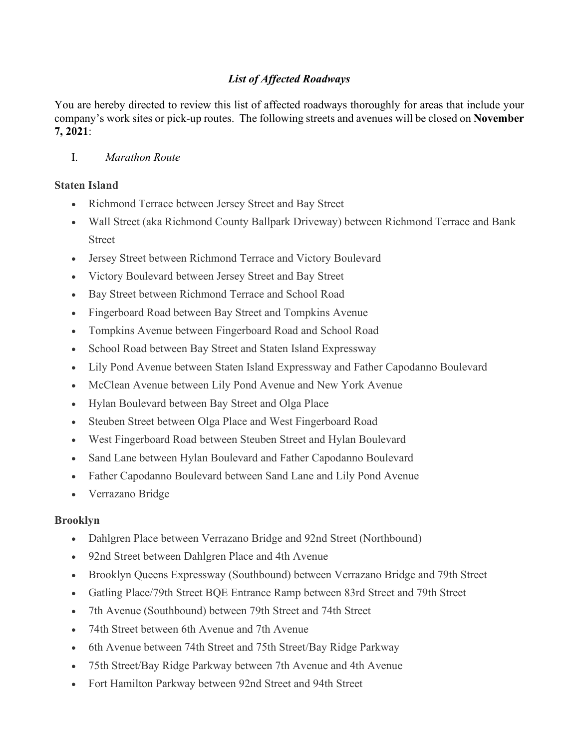## *List of Affected Roadways*

You are hereby directed to review this list of affected roadways thoroughly for areas that include your company's work sites or pick-up routes. The following streets and avenues will be closed on **November 7, 2021**:

I. *Marathon Route*

### Staten Island

- Richmond Terrace between Jersey Street and Bay Street
- Wall Street (aka Richmond County Ballpark Driveway) between Richmond Terrace and Bank Street
- Jersey Street between Richmond Terrace and Victory Boulevard
- Victory Boulevard between Jersey Street and Bay Street
- Bay Street between Richmond Terrace and School Road
- Fingerboard Road between Bay Street and Tompkins Avenue
- Tompkins Avenue between Fingerboard Road and School Road
- School Road between Bay Street and Staten Island Expressway
- Lily Pond Avenue between Staten Island Expressway and Father Capodanno Boulevard
- McClean Avenue between Lily Pond Avenue and New York Avenue
- Hylan Boulevard between Bay Street and Olga Place
- Steuben Street between Olga Place and West Fingerboard Road
- West Fingerboard Road between Steuben Street and Hylan Boulevard
- Sand Lane between Hylan Boulevard and Father Capodanno Boulevard
- Father Capodanno Boulevard between Sand Lane and Lily Pond Avenue
- Verrazano Bridge

### Brooklyn

- Dahlgren Place between Verrazano Bridge and 92nd Street (Northbound)
- 92nd Street between Dahlgren Place and 4th Avenue
- Brooklyn Queens Expressway (Southbound) between Verrazano Bridge and 79th Street
- Gatling Place/79th Street BQE Entrance Ramp between 83rd Street and 79th Street
- 7th Avenue (Southbound) between 79th Street and 74th Street
- 74th Street between 6th Avenue and 7th Avenue
- 6th Avenue between 74th Street and 75th Street/Bay Ridge Parkway
- 75th Street/Bay Ridge Parkway between 7th Avenue and 4th Avenue
- Fort Hamilton Parkway between 92nd Street and 94th Street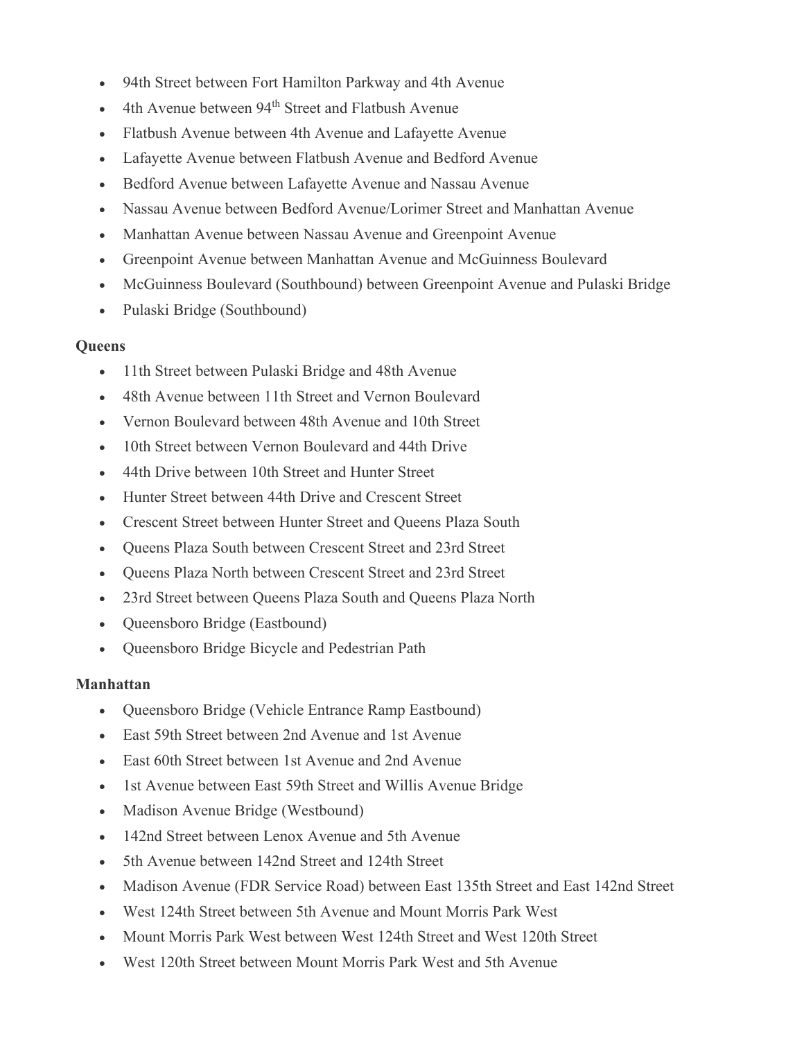- 94th Street between Fort Hamilton Parkway and 4th Avenue
- 4th Avenue between 94th Street and Flatbush Avenue
- Flatbush Avenue between 4th Avenue and Lafayette Avenue
- Lafayette Avenue between Flatbush Avenue and Bedford Avenue
- Bedford Avenue between Lafayette Avenue and Nassau Avenue
- Nassau Avenue between Bedford Avenue/Lorimer Street and Manhattan Avenue
- Manhattan Avenue between Nassau Avenue and Greenpoint Avenue
- Greenpoint Avenue between Manhattan Avenue and McGuinness Boulevard
- McGuinness Boulevard (Southbound) between Greenpoint Avenue and Pulaski Bridge
- Pulaski Bridge (Southbound)

**Queens**

- 11th Street between Pulaski Bridge and 48th Avenue
- 48th Avenue between 11th Street and Vernon Boulevard
- Vernon Boulevard between 48th Avenue and 10th Street
- 10th Street between Vernon Boulevard and 44th Drive
- 44th Drive between 10th Street and Hunter Street
- Hunter Street between 44th Drive and Crescent Street
- Crescent Street between Hunter Street and Queens Plaza South
- Queens Plaza South between Crescent Street and 23rd Street
- Queens Plaza North between Crescent Street and 23rd Street
- 23rd Street between Queens Plaza South and Queens Plaza North
- Queensboro Bridge (Eastbound)
- Queensboro Bridge Bicycle and Pedestrian Path

**Manhattan**

- Queensboro Bridge (Vehicle Entrance Ramp Eastbound)
- East 59th Street between 2nd Avenue and 1st Avenue
- East 60th Street between 1st Avenue and 2nd Avenue
- 1st Avenue between East 59th Street and Willis Avenue Bridge
- Madison Avenue Bridge (Westbound)
- 142nd Street between Lenox Avenue and 5th Avenue
- 5th Avenue between 142nd Street and 124th Street
- Madison Avenue (FDR Service Road) between East 135th Street and East 142nd Street
- West 124th Street between 5th Avenue and Mount Morris Park West
- Mount Morris Park West between West 124th Street and West 120th Street
- West 120th Street between Mount Morris Park West and 5th Avenue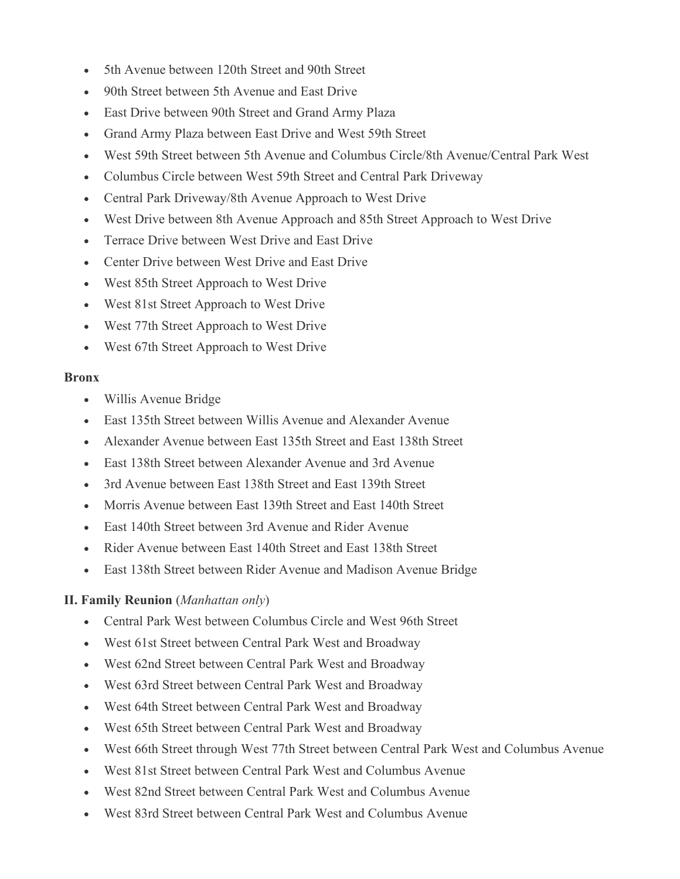- 5th Avenue between 120th Street and 90th Street
- 90th Street between 5th Avenue and East Drive
- East Drive between 90th Street and Grand Army Plaza
- Grand Army Plaza between East Drive and West 59th Street
- West 59th Street between 5th Avenue and Columbus Circle/8th Avenue/Central Park West
- Columbus Circle between West 59th Street and Central Park Driveway
- Central Park Driveway/8th Avenue Approach to West Drive
- West Drive between 8th Avenue Approach and 85th Street Approach to West Drive
- Terrace Drive between West Drive and East Drive
- Center Drive between West Drive and East Drive
- West 85th Street Approach to West Drive
- West 81st Street Approach to West Drive
- West 77th Street Approach to West Drive
- West 67th Street Approach to West Drive

**Bronx**

- Willis Avenue Bridge
- East 135th Street between Willis Avenue and Alexander Avenue
- Alexander Avenue between East 135th Street and East 138th Street
- East 138th Street between Alexander Avenue and 3rd Avenue
- 3rd Avenue between East 138th Street and East 139th Street
- Morris Avenue between East 139th Street and East 140th Street
- East 140th Street between 3rd Avenue and Rider Avenue
- Rider Avenue between East 140th Street and East 138th Street
- East 138th Street between Rider Avenue and Madison Avenue Bridge

**II. Family Reunion** (*Manhattan only*)

- Central Park West between Columbus Circle and West 96th Street
- West 61st Street between Central Park West and Broadway
- West 62nd Street between Central Park West and Broadway
- West 63rd Street between Central Park West and Broadway
- West 64th Street between Central Park West and Broadway
- West 65th Street between Central Park West and Broadway
- West 66th Street through West 77th Street between Central Park West and Columbus Avenue
- West 81st Street between Central Park West and Columbus Avenue
- West 82nd Street between Central Park West and Columbus Avenue
- West 83rd Street between Central Park West and Columbus Avenue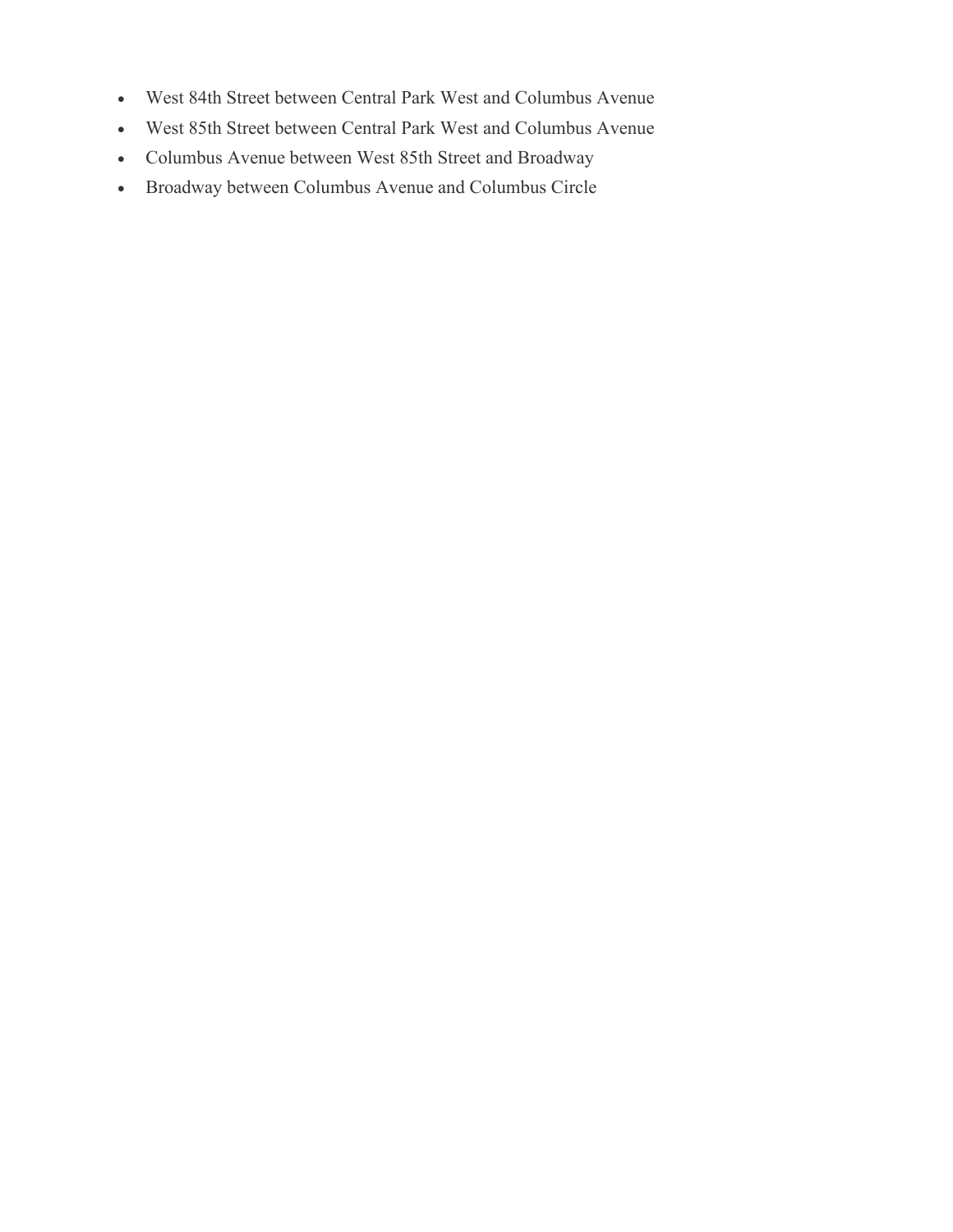- West 84th Street between Central Park West and Columbus Avenue
- West 85th Street between Central Park West and Columbus Avenue
- Columbus Avenue between West 85th Street and Broadway
- Broadway between Columbus Avenue and Columbus Circle